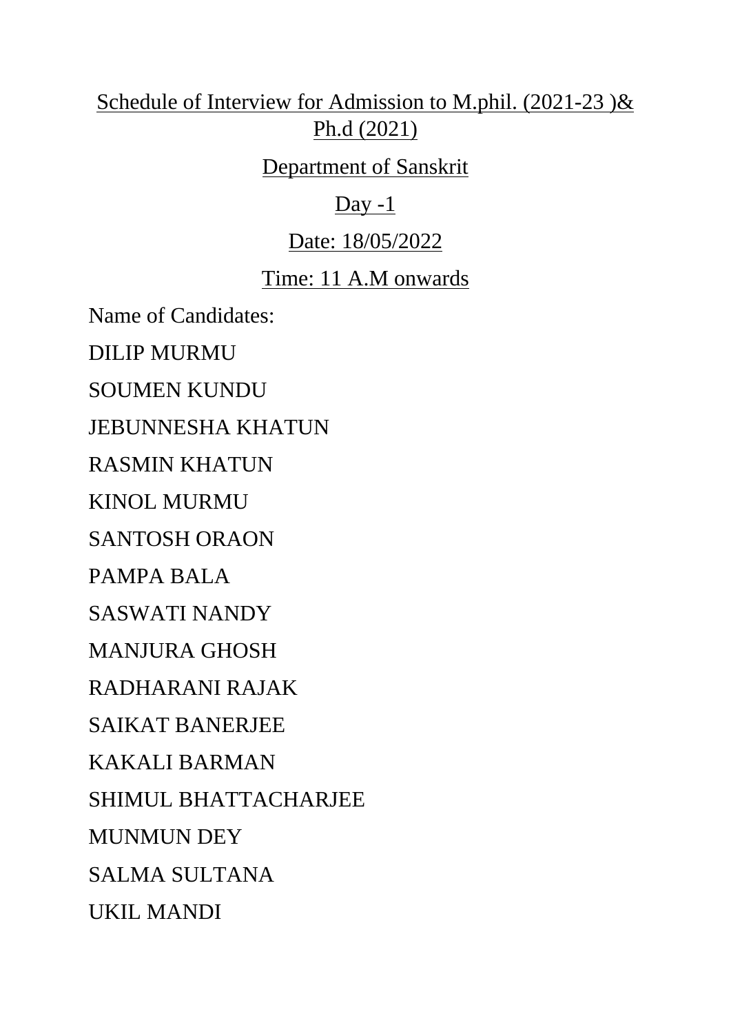Schedule of Interview for Admission to M.phil. (2021-23 )& Ph.d (2021)

Department of Sanskrit

Day -1

Date: 18/05/2022

Time: 11 A.M onwards

Name of Candidates:

DILIP MURMU

SOUMEN KUNDU

JEBUNNESHA KHATUN

RASMIN KHATUN

KINOL MURMU

SANTOSH ORAON

PAMPA BALA

SASWATI NANDY

MANJURA GHOSH

RADHARANI RAJAK

SAIKAT BANERJEE

KAKALI BARMAN

SHIMUL BHATTACHARJEE

MUNMUN DEY

SALMA SULTANA

UKIL MANDI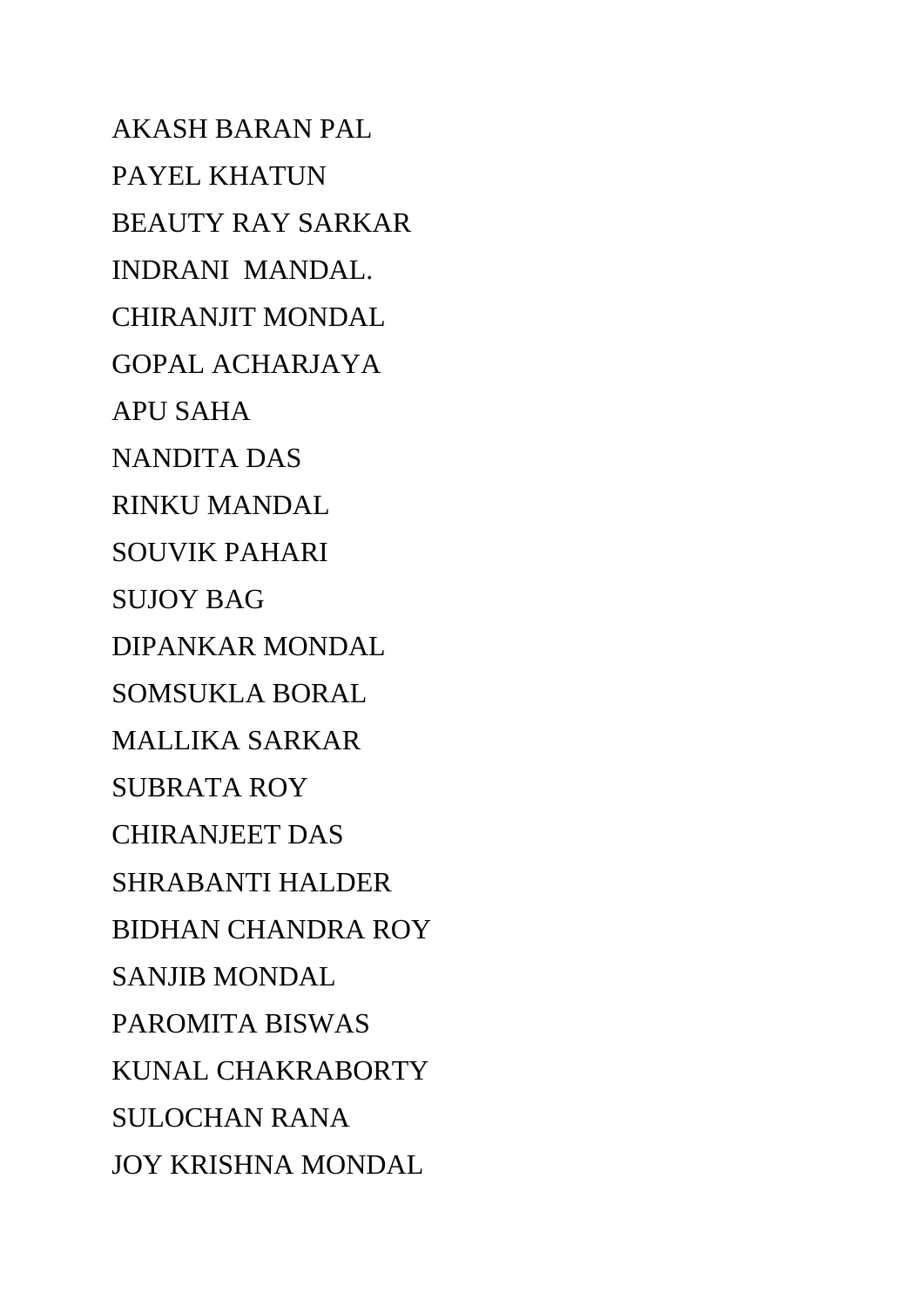AKASH BARAN PAL

PAYEL KHATUN

BEAUTY RAY SARKAR

INDRANI  MANDAL.

CHIRANJIT MONDAL

GOPAL ACHARJAYA

APU SAHA

NANDITA DAS

RINKU MANDAL

SOUVIK PAHARI

SUJOY BAG

DIPANKAR MONDAL

SOMSUKLA BORAL

MALLIKA SARKAR

SUBRATA ROY

CHIRANJEET DAS

SHRABANTI HALDER

BIDHAN CHANDRA ROY

SANJIB MONDAL

PAROMITA BISWAS

KUNAL CHAKRABORTY

SULOCHAN RANA

JOY KRISHNA MONDAL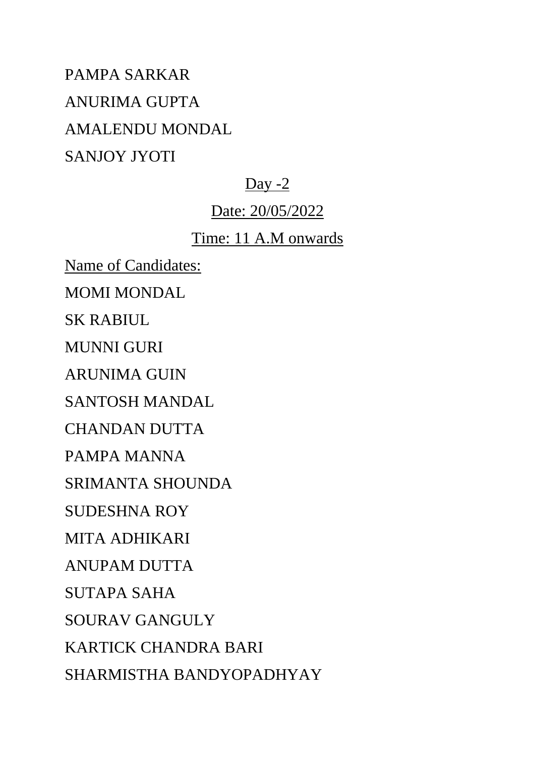PAMPA SARKAR

ANURIMA GUPTA

AMALENDU MONDAL

SANJOY JYOTI

<u>Day -2</u>

<u>Date: 20/05/2022</u>

<u>Time: 11 A.M onwards</u>

<u>Name of Candidates:</u>

MOMI MONDAL

SK RABIUL

MUNNI GURI

ARUNIMA GUIN

SANTOSH MANDAL

CHANDAN DUTTA

PAMPA MANNA

SRIMANTA SHOUNDA

SUDESHNA ROY

MITA ADHIKARI

ANUPAM DUTTA

SUTAPA SAHA

SOURAV GANGULY

KARTICK CHANDRA BARI

SHARMISTHA BANDYOPADHYAY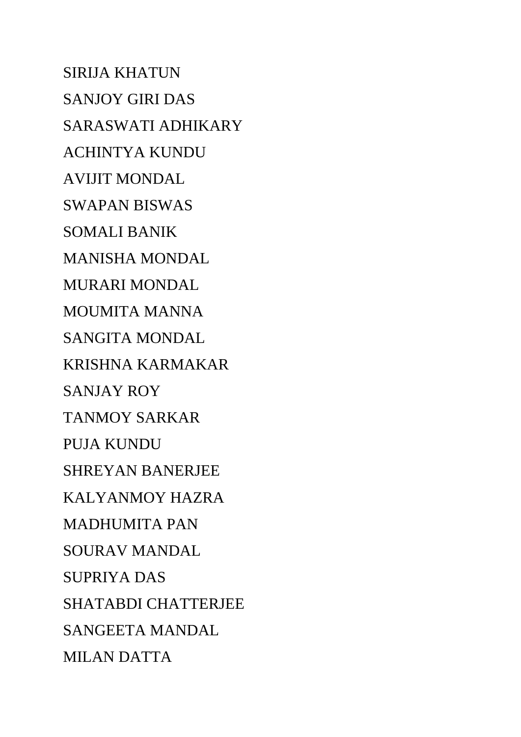SIRIJA KHATUN

SANJOY GIRI DAS

SARASWATI ADHIKARY

ACHINTYA KUNDU

AVIJIT MONDAL

SWAPAN BISWAS

SOMALI BANIK

MANISHA MONDAL

MURARI MONDAL

MOUMITA MANNA

SANGITA MONDAL

KRISHNA KARMAKAR

SANJAY ROY

TANMOY SARKAR

PUJA KUNDU

SHREYAN BANERJEE

KALYANMOY HAZRA

MADHUMITA PAN

SOURAV MANDAL

SUPRIYA DAS

SHATABDI CHATTERJEE

SANGEETA MANDAL

MILAN DATTA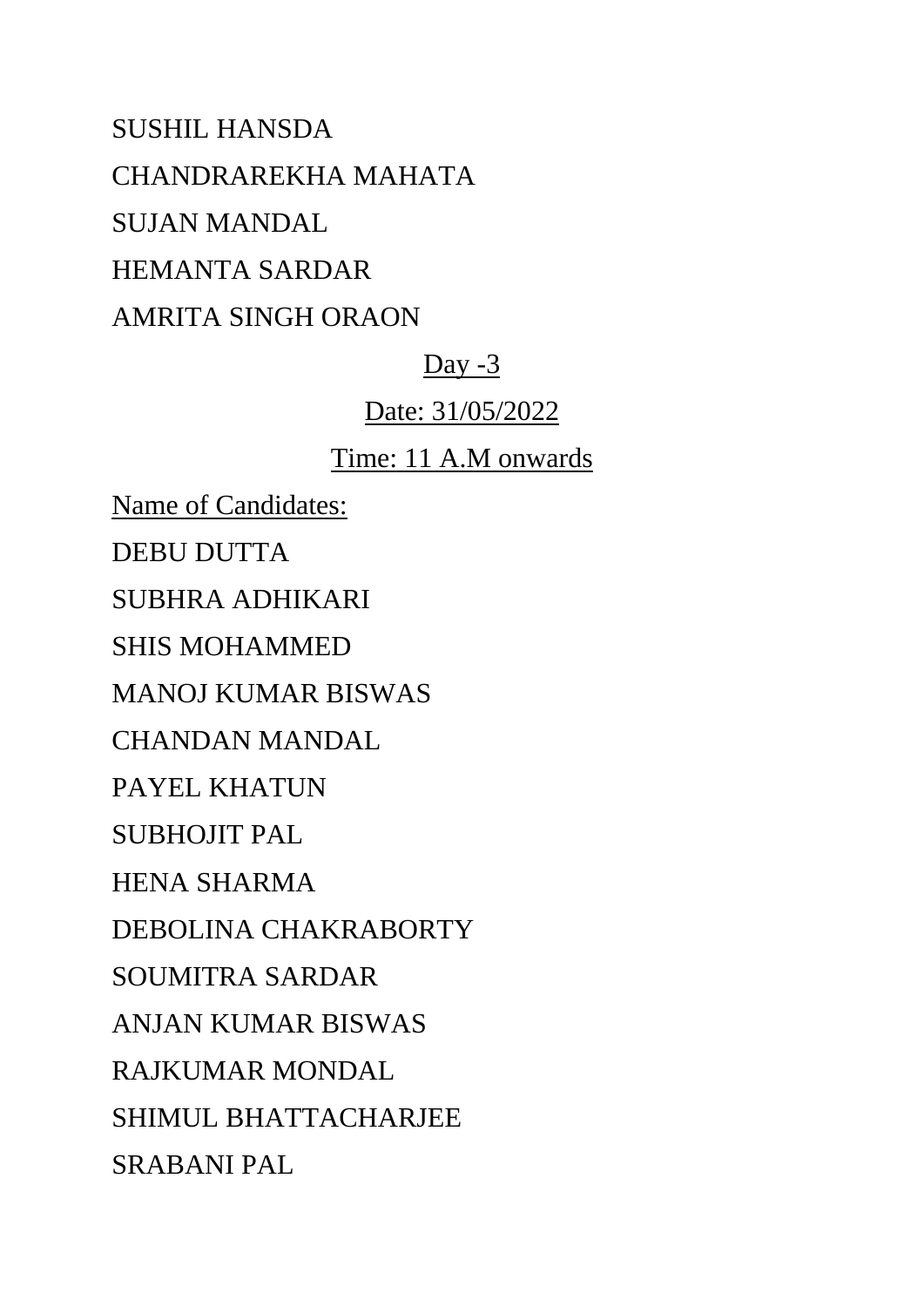SUSHIL HANSDA

CHANDRAREKHA MAHATA

SUJAN MANDAL

HEMANTA SARDAR

AMRITA SINGH ORAON

<u>Day -3</u>

<u>Date: 31/05/2022</u>

<u>Time: 11 A.M onwards</u>

<u>Name of Candidates:</u>

DEBU DUTTA

SUBHRA ADHIKARI

SHIS MOHAMMED

MANOJ KUMAR BISWAS

CHANDAN MANDAL

PAYEL KHATUN

SUBHOJIT PAL

HENA SHARMA

DEBOLINA CHAKRABORTY

SOUMITRA SARDAR

ANJAN KUMAR BISWAS

RAJKUMAR MONDAL

SHIMUL BHATTACHARJEE

SRABANI PAL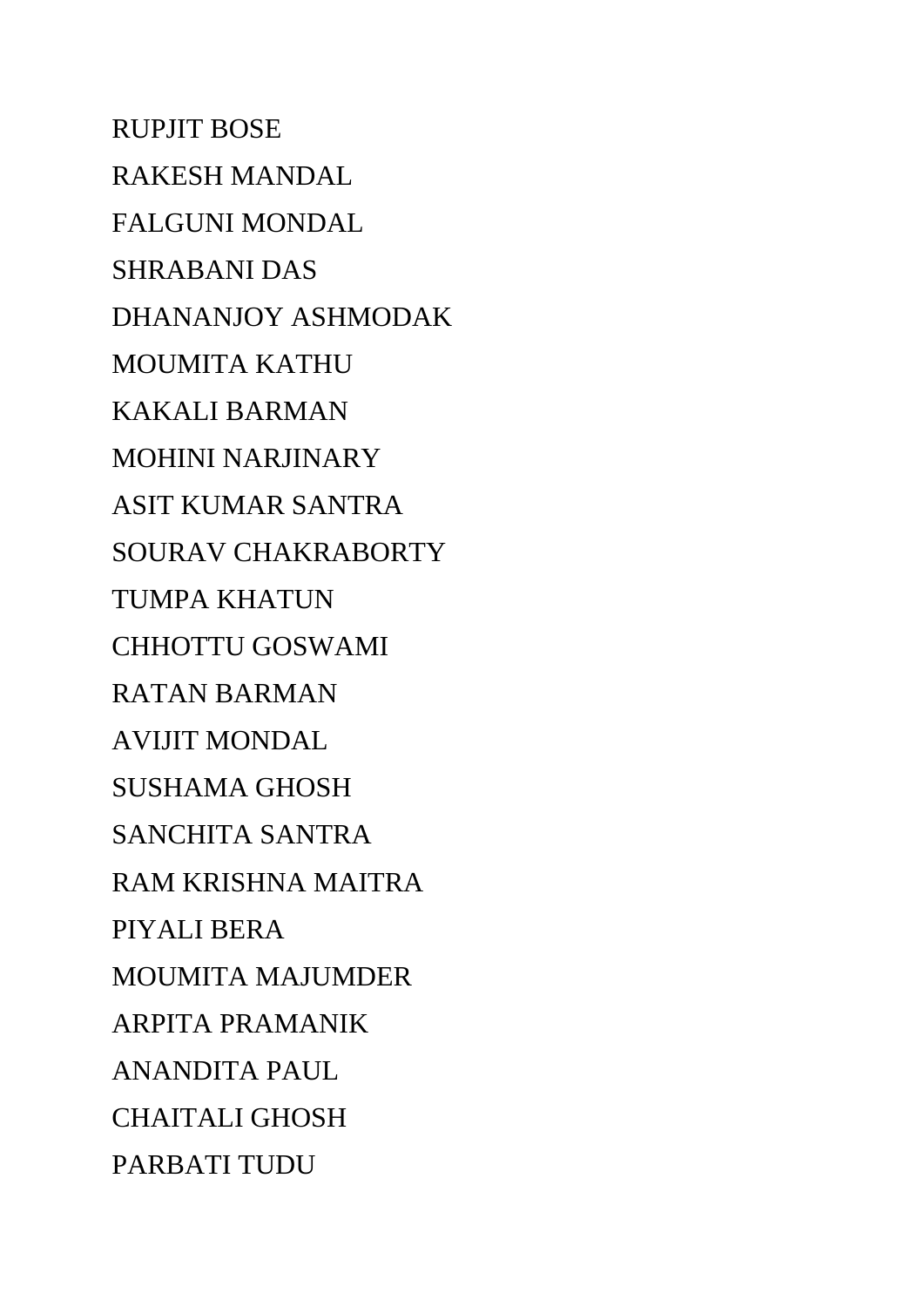RUPJIT BOSE

RAKESH MANDAL

FALGUNI MONDAL

SHRABANI DAS

DHANANJOY ASHMODAK

MOUMITA KATHU

KAKALI BARMAN

MOHINI NARJINARY

ASIT KUMAR SANTRA

SOURAV CHAKRABORTY

TUMPA KHATUN

CHHOTTU GOSWAMI

RATAN BARMAN

AVIJIT MONDAL

SUSHAMA GHOSH

SANCHITA SANTRA

RAM KRISHNA MAITRA

PIYALI BERA

MOUMITA MAJUMDER

ARPITA PRAMANIK

ANANDITA PAUL

CHAITALI GHOSH

PARBATI TUDU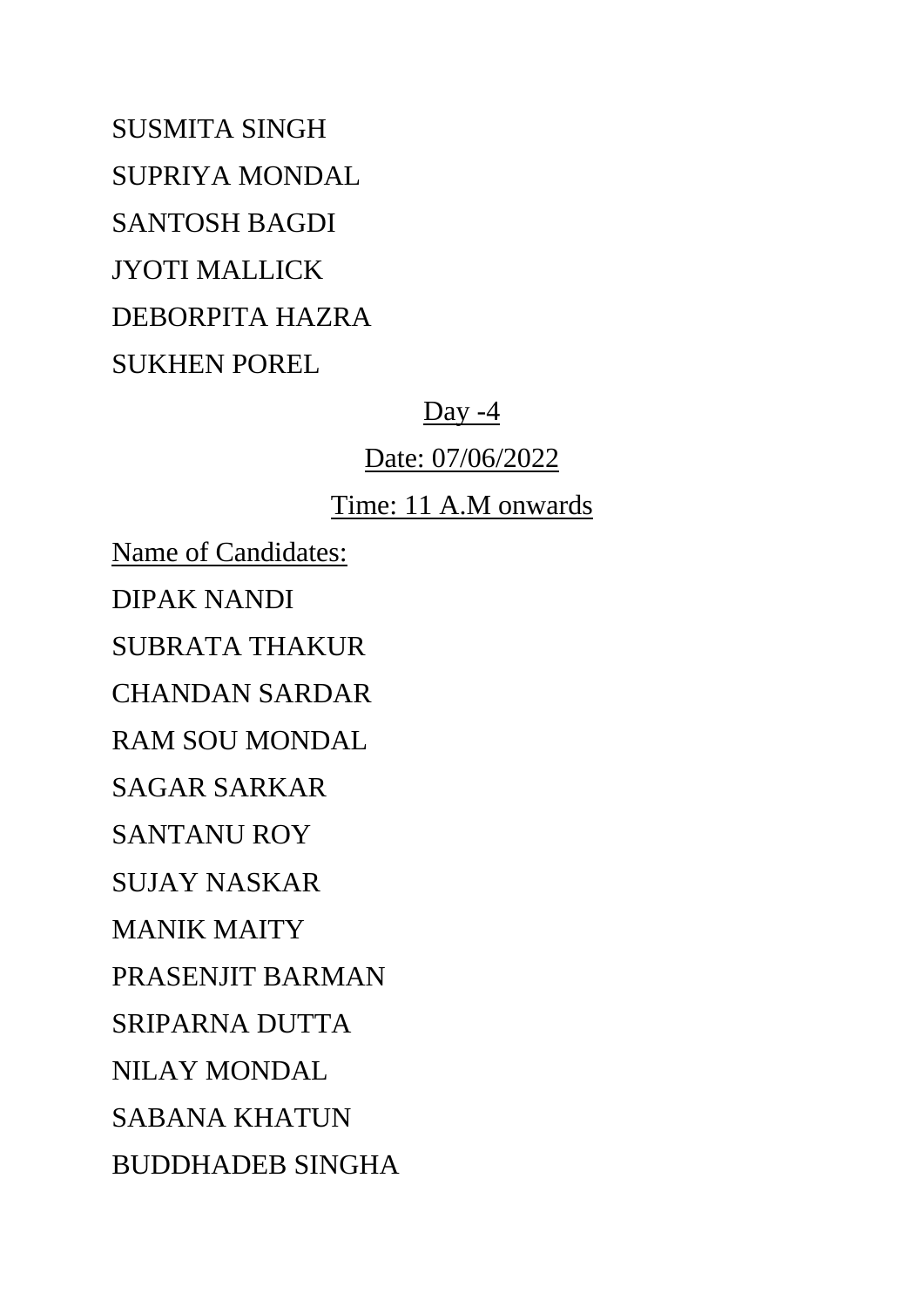SUSMITA SINGH

SUPRIYA MONDAL

SANTOSH BAGDI

JYOTI MALLICK

DEBORPITA HAZRA

SUKHEN POREL

<u>Day -4</u>

<u>Date: 07/06/2022</u>

<u>Time: 11 A.M onwards</u>

<u>Name of Candidates:</u>

DIPAK NANDI

SUBRATA THAKUR

CHANDAN SARDAR

RAM SOU MONDAL

SAGAR SARKAR

SANTANU ROY

SUJAY NASKAR

MANIK MAITY

PRASENJIT BARMAN

SRIPARNA DUTTA

NILAY MONDAL

SABANA KHATUN

BUDDHADEB SINGHA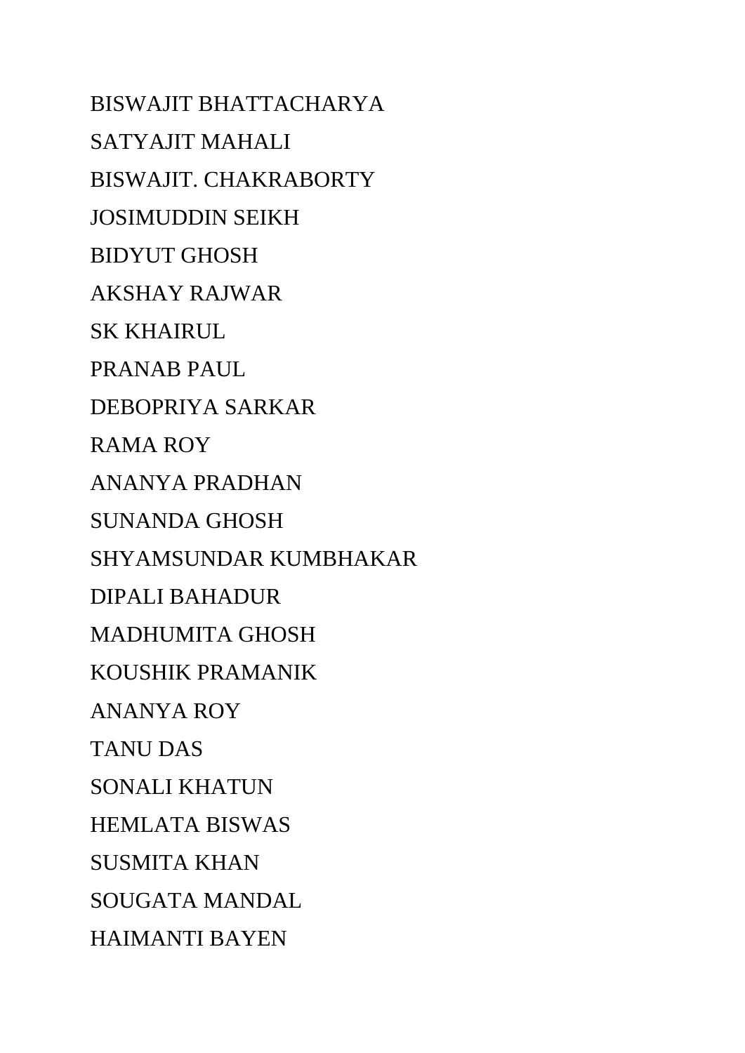BISWAJIT BHATTACHARYA

SATYAJIT MAHALI

BISWAJIT. CHAKRABORTY

JOSIMUDDIN SEIKH

BIDYUT GHOSH

AKSHAY RAJWAR

SK KHAIRUL

PRANAB PAUL

DEBOPRIYA SARKAR

RAMA ROY

ANANYA PRADHAN

SUNANDA GHOSH

SHYAMSUNDAR KUMBHAKAR

DIPALI BAHADUR

MADHUMITA GHOSH

KOUSHIK PRAMANIK

ANANYA ROY

TANU DAS

SONALI KHATUN

HEMLATA BISWAS

SUSMITA KHAN

SOUGATA MANDAL

HAIMANTI BAYEN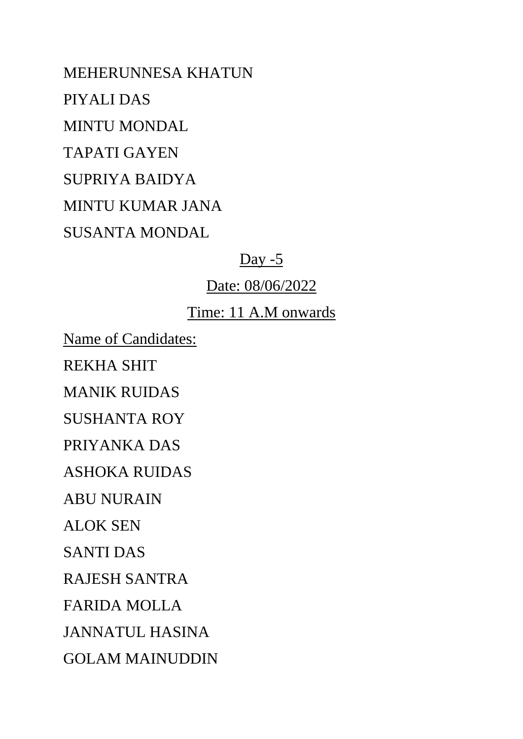MEHERUNNESA KHATUN

PIYALI DAS

MINTU MONDAL

TAPATI GAYEN

SUPRIYA BAIDYA

MINTU KUMAR JANA

SUSANTA MONDAL

<u>Day -5</u>

<u>Date: 08/06/2022</u>

<u>Time: 11 A.M onwards</u>

<u>Name of Candidates:</u>

REKHA SHIT

MANIK RUIDAS

SUSHANTA ROY

PRIYANKA DAS

ASHOKA RUIDAS

ABU NURAIN

ALOK SEN

SANTI DAS

RAJESH SANTRA

FARIDA MOLLA

JANNATUL HASINA

GOLAM MAINUDDIN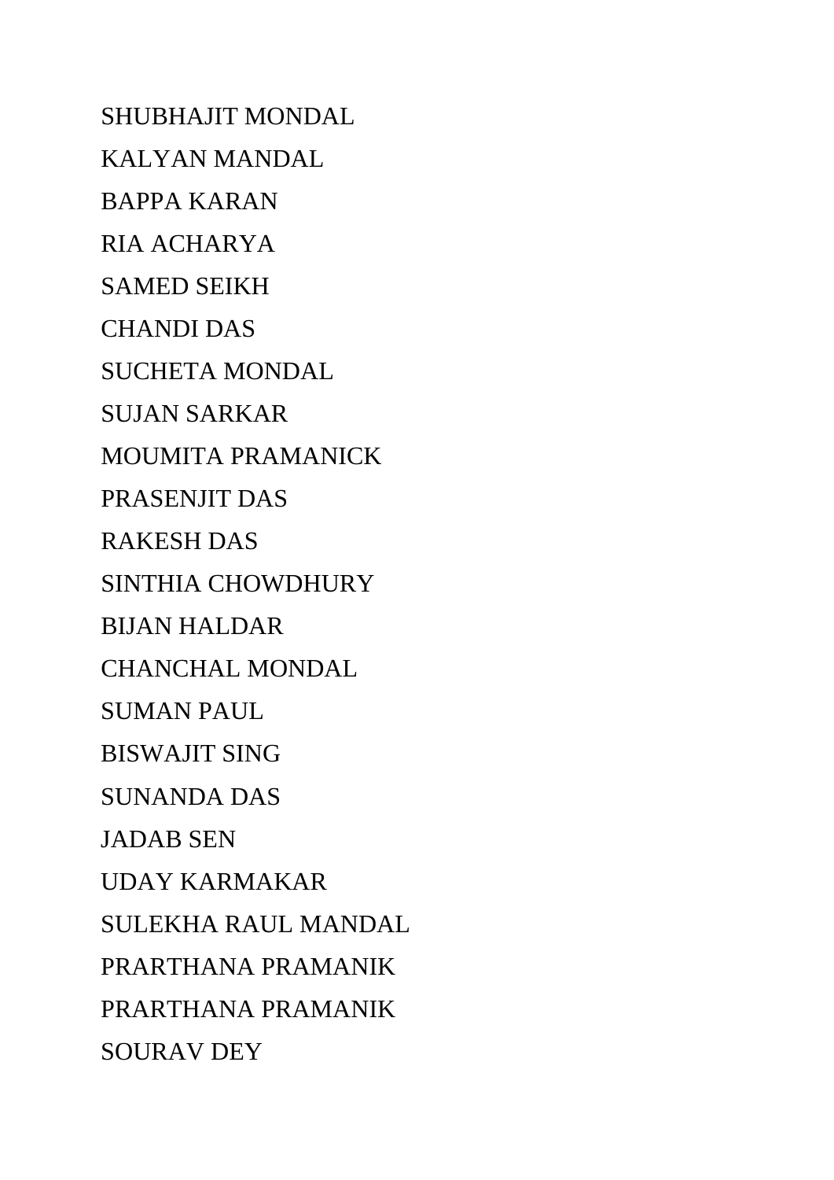SHUBHAJIT MONDAL

KALYAN MANDAL

BAPPA KARAN

RIA ACHARYA

SAMED SEIKH

CHANDI DAS

SUCHETA MONDAL

SUJAN SARKAR

MOUMITA PRAMANICK

PRASENJIT DAS

RAKESH DAS

SINTHIA CHOWDHURY

BIJAN HALDAR

CHANCHAL MONDAL

SUMAN PAUL

BISWAJIT SING

SUNANDA DAS

JADAB SEN

UDAY KARMAKAR

SULEKHA RAUL MANDAL

PRARTHANA PRAMANIK

PRARTHANA PRAMANIK

SOURAV DEY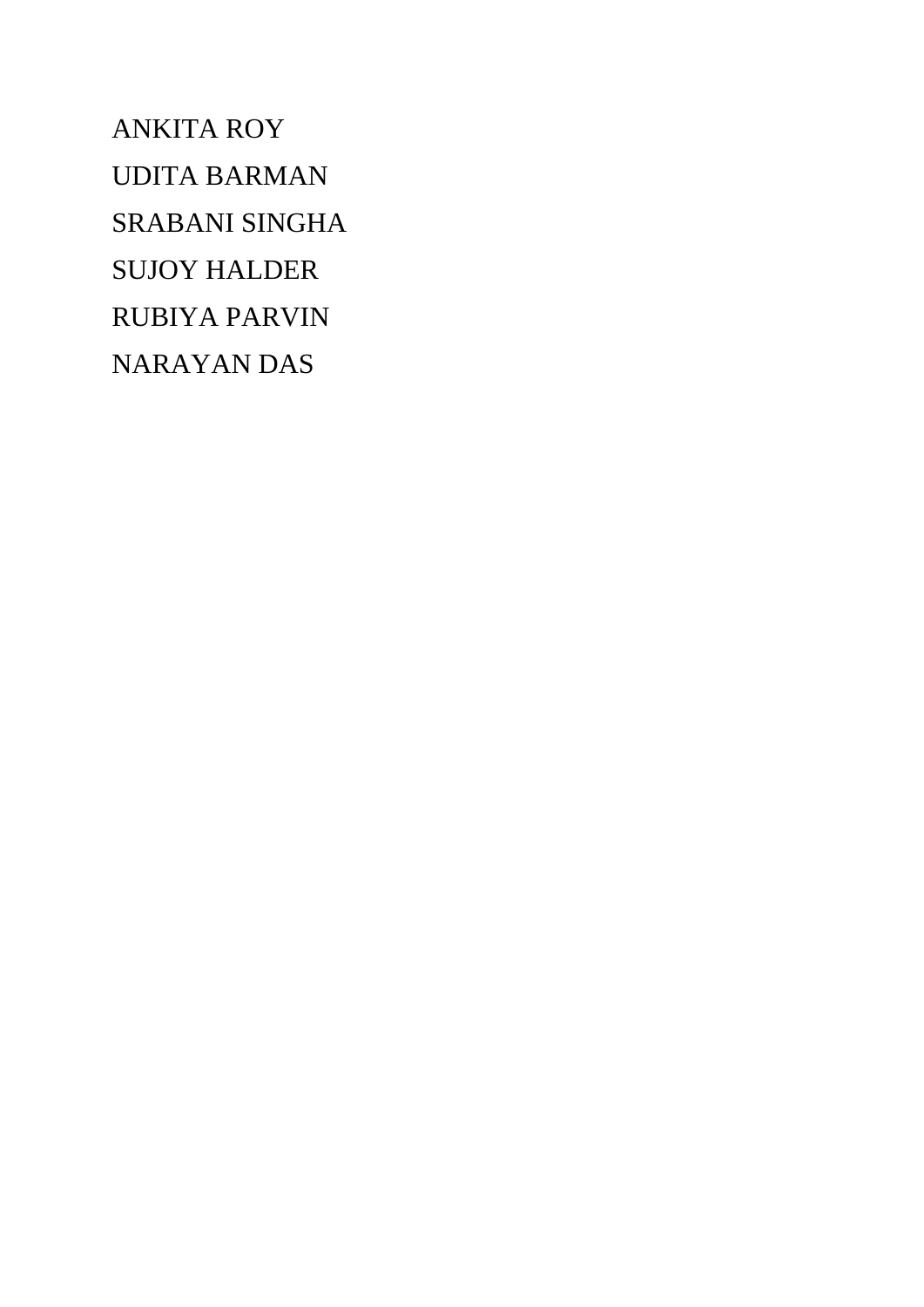ANKITA ROY

UDITA BARMAN

SRABANI SINGHA

SUJOY HALDER

RUBIYA PARVIN

NARAYAN DAS